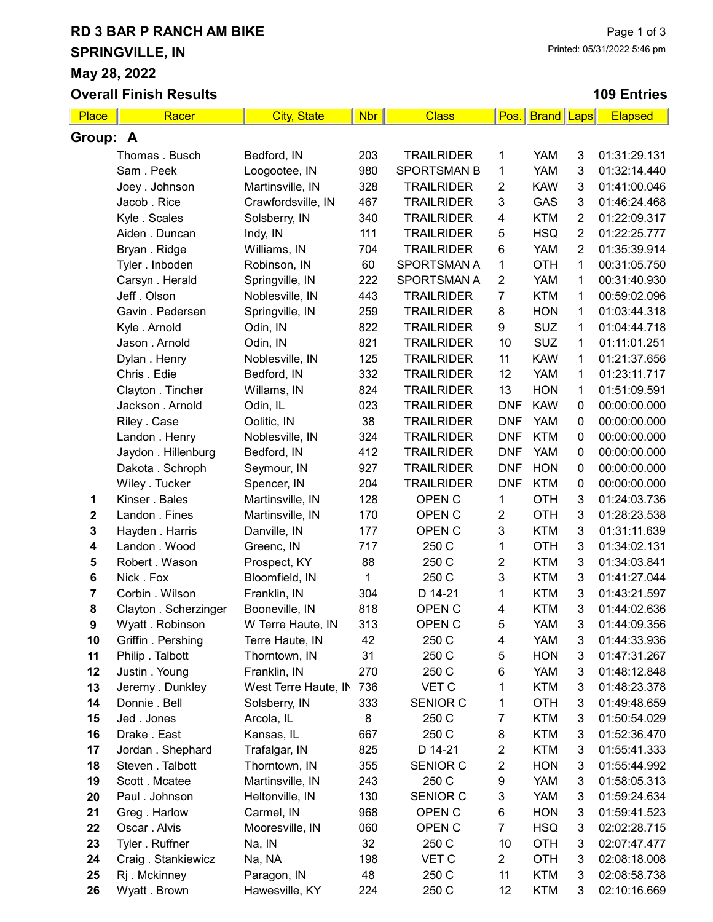# RD 3 BAR P RANCH AM BIKE

## SPRINGVILLE, IN

## May 28, 2022

## Overall Finish Results

Printed: 05/31/2022 5:46 pm

**109 Entries**

| Place | Racer | City, State | Nbr | Class | Pos. | Brand | Laps | Elapsed |
|---|---|---|---|---|---|---|---|---|
| **Group: A** | | | | | | | | |
| | Thomas . Busch | Bedford, IN | 203 | TRAILRIDER | 1 | YAM | 3 | 01:31:29.131 |
| | Sam . Peek | Loogootee, IN | 980 | SPORTSMAN B | 1 | YAM | 3 | 01:32:14.440 |
| | Joey . Johnson | Martinsville, IN | 328 | TRAILRIDER | 2 | KAW | 3 | 01:41:00.046 |
| | Jacob . Rice | Crawfordsville, IN | 467 | TRAILRIDER | 3 | GAS | 3 | 01:46:24.468 |
| | Kyle . Scales | Solsberry, IN | 340 | TRAILRIDER | 4 | KTM | 2 | 01:22:09.317 |
| | Aiden . Duncan | Indy, IN | 111 | TRAILRIDER | 5 | HSQ | 2 | 01:22:25.777 |
| | Bryan . Ridge | Williams, IN | 704 | TRAILRIDER | 6 | YAM | 2 | 01:35:39.914 |
| | Tyler . Inboden | Robinson, IN | 60 | SPORTSMAN A | 1 | OTH | 1 | 00:31:05.750 |
| | Carsyn . Herald | Springville, IN | 222 | SPORTSMAN A | 2 | YAM | 1 | 00:31:40.930 |
| | Jeff . Olson | Noblesville, IN | 443 | TRAILRIDER | 7 | KTM | 1 | 00:59:02.096 |
| | Gavin . Pedersen | Springville, IN | 259 | TRAILRIDER | 8 | HON | 1 | 01:03:44.318 |
| | Kyle . Arnold | Odin, IN | 822 | TRAILRIDER | 9 | SUZ | 1 | 01:04:44.718 |
| | Jason . Arnold | Odin, IN | 821 | TRAILRIDER | 10 | SUZ | 1 | 01:11:01.251 |
| | Dylan . Henry | Noblesville, IN | 125 | TRAILRIDER | 11 | KAW | 1 | 01:21:37.656 |
| | Chris . Edie | Bedford, IN | 332 | TRAILRIDER | 12 | YAM | 1 | 01:23:11.717 |
| | Clayton . Tincher | Willams, IN | 824 | TRAILRIDER | 13 | HON | 1 | 01:51:09.591 |
| | Jackson . Arnold | Odin, IL | 023 | TRAILRIDER | DNF | KAW | 0 | 00:00:00.000 |
| | Riley . Case | Oolitic, IN | 38 | TRAILRIDER | DNF | YAM | 0 | 00:00:00.000 |
| | Landon . Henry | Noblesville, IN | 324 | TRAILRIDER | DNF | KTM | 0 | 00:00:00.000 |
| | Jaydon . Hillenburg | Bedford, IN | 412 | TRAILRIDER | DNF | YAM | 0 | 00:00:00.000 |
| | Dakota . Schroph | Seymour, IN | 927 | TRAILRIDER | DNF | HON | 0 | 00:00:00.000 |
| | Wiley . Tucker | Spencer, IN | 204 | TRAILRIDER | DNF | KTM | 0 | 00:00:00.000 |
| 1 | Kinser . Bales | Martinsville, IN | 128 | OPEN C | 1 | OTH | 3 | 01:24:03.736 |
| 2 | Landon . Fines | Martinsville, IN | 170 | OPEN C | 2 | OTH | 3 | 01:28:23.538 |
| 3 | Hayden . Harris | Danville, IN | 177 | OPEN C | 3 | KTM | 3 | 01:31:11.639 |
| 4 | Landon . Wood | Greenc, IN | 717 | 250 C | 1 | OTH | 3 | 01:34:02.131 |
| 5 | Robert . Wason | Prospect, KY | 88 | 250 C | 2 | KTM | 3 | 01:34:03.841 |
| 6 | Nick . Fox | Bloomfield, IN | 1 | 250 C | 3 | KTM | 3 | 01:41:27.044 |
| 7 | Corbin . Wilson | Franklin, IN | 304 | D 14-21 | 1 | KTM | 3 | 01:43:21.597 |
| 8 | Clayton . Scherzinger | Booneville, IN | 818 | OPEN C | 4 | KTM | 3 | 01:44:02.636 |
| 9 | Wyatt . Robinson | W Terre Haute, IN | 313 | OPEN C | 5 | YAM | 3 | 01:44:09.356 |
| 10 | Griffin . Pershing | Terre Haute, IN | 42 | 250 C | 4 | YAM | 3 | 01:44:33.936 |
| 11 | Philip . Talbott | Thorntown, IN | 31 | 250 C | 5 | HON | 3 | 01:47:31.267 |
| 12 | Justin . Young | Franklin, IN | 270 | 250 C | 6 | YAM | 3 | 01:48:12.848 |
| 13 | Jeremy . Dunkley | West Terre Haute, IN | 736 | VET C | 1 | KTM | 3 | 01:48:23.378 |
| 14 | Donnie . Bell | Solsberry, IN | 333 | SENIOR C | 1 | OTH | 3 | 01:49:48.659 |
| 15 | Jed . Jones | Arcola, IL | 8 | 250 C | 7 | KTM | 3 | 01:50:54.029 |
| 16 | Drake . East | Kansas, IL | 667 | 250 C | 8 | KTM | 3 | 01:52:36.470 |
| 17 | Jordan . Shephard | Trafalgar, IN | 825 | D 14-21 | 2 | KTM | 3 | 01:55:41.333 |
| 18 | Steven . Talbott | Thorntown, IN | 355 | SENIOR C | 2 | HON | 3 | 01:55:44.992 |
| 19 | Scott . Mcatee | Martinsville, IN | 243 | 250 C | 9 | YAM | 3 | 01:58:05.313 |
| 20 | Paul . Johnson | Heltonville, IN | 130 | SENIOR C | 3 | YAM | 3 | 01:59:24.634 |
| 21 | Greg . Harlow | Carmel, IN | 968 | OPEN C | 6 | HON | 3 | 01:59:41.523 |
| 22 | Oscar . Alvis | Mooresville, IN | 060 | OPEN C | 7 | HSQ | 3 | 02:02:28.715 |
| 23 | Tyler . Ruffner | Na, IN | 32 | 250 C | 10 | OTH | 3 | 02:07:47.477 |
| 24 | Craig . Stankiewicz | Na, NA | 198 | VET C | 2 | OTH | 3 | 02:08:18.008 |
| 25 | Rj . Mckinney | Paragon, IN | 48 | 250 C | 11 | KTM | 3 | 02:08:58.738 |
| 26 | Wyatt . Brown | Hawesville, KY | 224 | 250 C | 12 | KTM | 3 | 02:10:16.669 |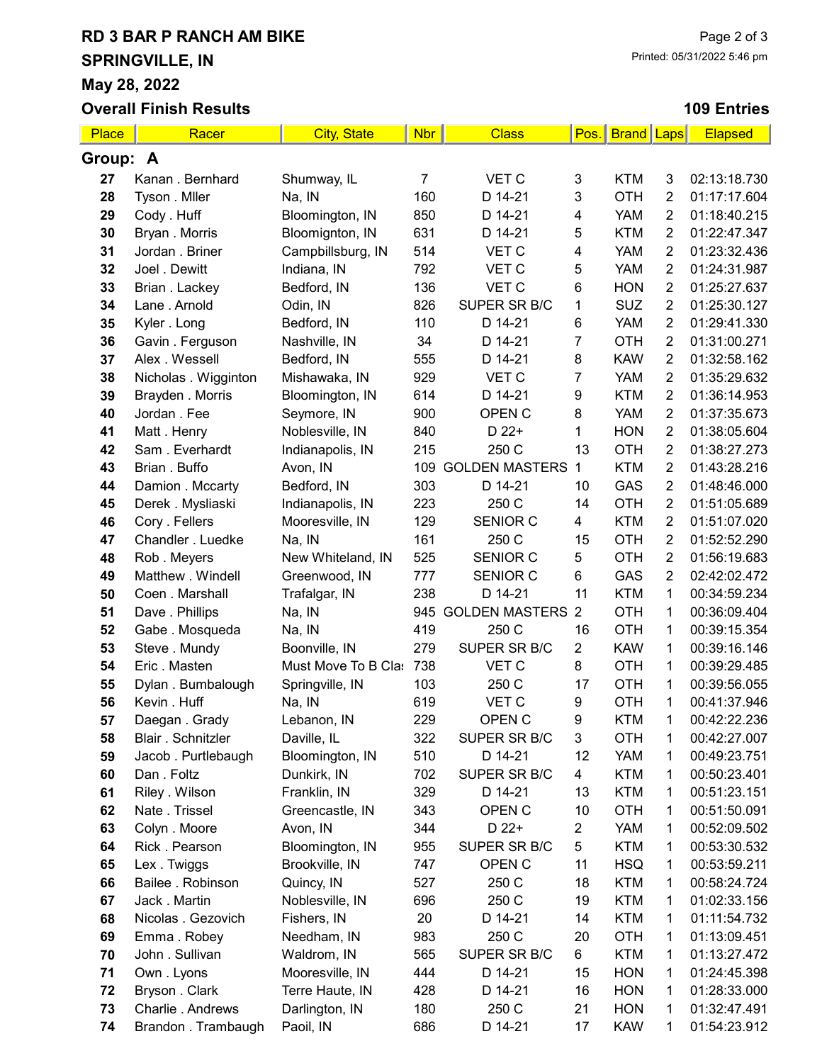# RD 3 BAR P RANCH AM BIKE
# SPRINGVILLE, IN
# May 28, 2022

Printed: 05/31/2022 5:46 pm

## Overall Finish Results

**109 Entries**

| Place | Racer | City, State | Nbr | Class | Pos. | Brand | Laps | Elapsed |
|---|---|---|---|---|---|---|---|---|
| **Group: A** | | | | | | | | |
| 27 | Kanan . Bernhard | Shumway, IL | 7 | VET C | 3 | KTM | 3 | 02:13:18.730 |
| 28 | Tyson . Mller | Na, IN | 160 | D 14-21 | 3 | OTH | 2 | 01:17:17.604 |
| 29 | Cody . Huff | Bloomington, IN | 850 | D 14-21 | 4 | YAM | 2 | 01:18:40.215 |
| 30 | Bryan . Morris | Blomington, IN | 631 | D 14-21 | 5 | KTM | 2 | 01:22:47.347 |
| 31 | Jordan . Briner | Campbillsburg, IN | 514 | VET C | 4 | YAM | 2 | 01:23:32.436 |
| 32 | Joel . Dewitt | Indiana, IN | 792 | VET C | 5 | YAM | 2 | 01:24:31.987 |
| 33 | Brian . Lackey | Bedford, IN | 136 | VET C | 6 | HON | 2 | 01:25:27.637 |
| 34 | Lane . Arnold | Odin, IN | 826 | SUPER SR B/C | 1 | SUZ | 2 | 01:25:30.127 |
| 35 | Kyler . Long | Bedford, IN | 110 | D 14-21 | 6 | YAM | 2 | 01:29:41.330 |
| 36 | Gavin . Ferguson | Nashville, IN | 34 | D 14-21 | 7 | OTH | 2 | 01:31:00.271 |
| 37 | Alex . Wessell | Bedford, IN | 555 | D 14-21 | 8 | KAW | 2 | 01:32:58.162 |
| 38 | Nicholas . Wigginton | Mishawaka, IN | 929 | VET C | 7 | YAM | 2 | 01:35:29.632 |
| 39 | Brayden . Morris | Bloomington, IN | 614 | D 14-21 | 9 | KTM | 2 | 01:36:14.953 |
| 40 | Jordan . Fee | Seymore, IN | 900 | OPEN C | 8 | YAM | 2 | 01:37:35.673 |
| 41 | Matt . Henry | Noblesville, IN | 840 | D 22+ | 1 | HON | 2 | 01:38:05.604 |
| 42 | Sam . Everhardt | Indianapolis, IN | 215 | 250 C | 13 | OTH | 2 | 01:38:27.273 |
| 43 | Brian . Buffo | Avon, IN | 109 | GOLDEN MASTERS | 1 | KTM | 2 | 01:43:28.216 |
| 44 | Damion . Mccarty | Bedford, IN | 303 | D 14-21 | 10 | GAS | 2 | 01:48:46.000 |
| 45 | Derek . Mysliaski | Indianapolis, IN | 223 | 250 C | 14 | OTH | 2 | 01:51:05.689 |
| 46 | Cory . Fellers | Mooresville, IN | 129 | SENIOR C | 4 | KTM | 2 | 01:51:07.020 |
| 47 | Chandler . Luedke | Na, IN | 161 | 250 C | 15 | OTH | 2 | 01:52:52.290 |
| 48 | Rob . Meyers | New Whiteland, IN | 525 | SENIOR C | 5 | OTH | 2 | 01:56:19.683 |
| 49 | Matthew . Windell | Greenwood, IN | 777 | SENIOR C | 6 | GAS | 2 | 02:42:02.472 |
| 50 | Coen . Marshall | Trafalgar, IN | 238 | D 14-21 | 11 | KTM | 1 | 00:34:59.234 |
| 51 | Dave . Phillips | Na, IN | 945 | GOLDEN MASTERS | 2 | OTH | 1 | 00:36:09.404 |
| 52 | Gabe . Mosqueda | Na, IN | 419 | 250 C | 16 | OTH | 1 | 00:39:15.354 |
| 53 | Steve . Mundy | Boonville, IN | 279 | SUPER SR B/C | 2 | KAW | 1 | 00:39:16.146 |
| 54 | Eric . Masten | Must Move To B Clas | 738 | VET C | 8 | OTH | 1 | 00:39:29.485 |
| 55 | Dylan . Bumbalough | Springville, IN | 103 | 250 C | 17 | OTH | 1 | 00:39:56.055 |
| 56 | Kevin . Huff | Na, IN | 619 | VET C | 9 | OTH | 1 | 00:41:37.946 |
| 57 | Daegan . Grady | Lebanon, IN | 229 | OPEN C | 9 | KTM | 1 | 00:42:22.236 |
| 58 | Blair . Schnitzler | Daville, IL | 322 | SUPER SR B/C | 3 | OTH | 1 | 00:42:27.007 |
| 59 | Jacob . Purtlebaugh | Bloomington, IN | 510 | D 14-21 | 12 | YAM | 1 | 00:49:23.751 |
| 60 | Dan . Foltz | Dunkirk, IN | 702 | SUPER SR B/C | 4 | KTM | 1 | 00:50:23.401 |
| 61 | Riley . Wilson | Franklin, IN | 329 | D 14-21 | 13 | KTM | 1 | 00:51:23.151 |
| 62 | Nate . Trissel | Greencastle, IN | 343 | OPEN C | 10 | OTH | 1 | 00:51:50.091 |
| 63 | Colyn . Moore | Avon, IN | 344 | D 22+ | 2 | YAM | 1 | 00:52:09.502 |
| 64 | Rick . Pearson | Bloomington, IN | 955 | SUPER SR B/C | 5 | KTM | 1 | 00:53:30.532 |
| 65 | Lex . Twiggs | Brookville, IN | 747 | OPEN C | 11 | HSQ | 1 | 00:53:59.211 |
| 66 | Bailee . Robinson | Quincy, IN | 527 | 250 C | 18 | KTM | 1 | 00:58:24.724 |
| 67 | Jack . Martin | Noblesville, IN | 696 | 250 C | 19 | KTM | 1 | 01:02:33.156 |
| 68 | Nicolas . Gezovich | Fishers, IN | 20 | D 14-21 | 14 | KTM | 1 | 01:11:54.732 |
| 69 | Emma . Robey | Needham, IN | 983 | 250 C | 20 | OTH | 1 | 01:13:09.451 |
| 70 | John . Sullivan | Waldrom, IN | 565 | SUPER SR B/C | 6 | KTM | 1 | 01:13:27.472 |
| 71 | Own . Lyons | Mooresville, IN | 444 | D 14-21 | 15 | HON | 1 | 01:24:45.398 |
| 72 | Bryson . Clark | Terre Haute, IN | 428 | D 14-21 | 16 | HON | 1 | 01:28:33.000 |
| 73 | Charlie . Andrews | Darlington, IN | 180 | 250 C | 21 | HON | 1 | 01:32:47.491 |
| 74 | Brandon . Trambaugh | Paoil, IN | 686 | D 14-21 | 17 | KAW | 1 | 01:54:23.912 |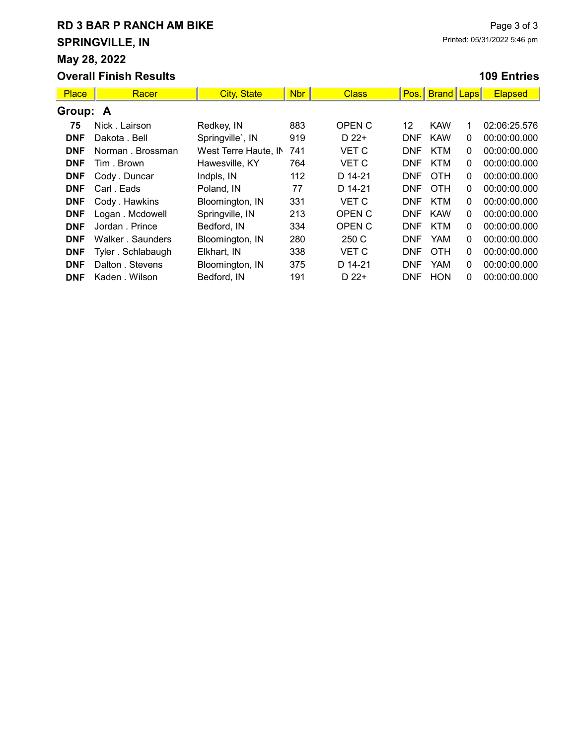# RD 3 BAR P RANCH AM BIKE

## SPRINGVILLE, IN

## May 28, 2022

## Overall Finish Results

Printed: 05/31/2022 5:46 pm

**109 Entries**

| Place | Racer | City, State | Nbr | Class | Pos. | Brand | Laps | Elapsed |
|---|---|---|---|---|---|---|---|---|
| **Group: A** | | | | | | | | |
| **75** | Nick . Lairson | Redkey, IN | 883 | OPEN C | 12 | KAW | 1 | 02:06:25.576 |
| **DNF** | Dakota . Bell | Springville`, IN | 919 | D 22+ | DNF | KAW | 0 | 00:00:00.000 |
| **DNF** | Norman . Brossman | West Terre Haute, IN | 741 | VET C | DNF | KTM | 0 | 00:00:00.000 |
| **DNF** | Tim . Brown | Hawesville, KY | 764 | VET C | DNF | KTM | 0 | 00:00:00.000 |
| **DNF** | Cody . Duncar | Indpls, IN | 112 | D 14-21 | DNF | OTH | 0 | 00:00:00.000 |
| **DNF** | Carl . Eads | Poland, IN | 77 | D 14-21 | DNF | OTH | 0 | 00:00:00.000 |
| **DNF** | Cody . Hawkins | Bloomington, IN | 331 | VET C | DNF | KTM | 0 | 00:00:00.000 |
| **DNF** | Logan . Mcdowell | Springville, IN | 213 | OPEN C | DNF | KAW | 0 | 00:00:00.000 |
| **DNF** | Jordan . Prince | Bedford, IN | 334 | OPEN C | DNF | KTM | 0 | 00:00:00.000 |
| **DNF** | Walker . Saunders | Bloomington, IN | 280 | 250 C | DNF | YAM | 0 | 00:00:00.000 |
| **DNF** | Tyler . Schlabaugh | Elkhart, IN | 338 | VET C | DNF | OTH | 0 | 00:00:00.000 |
| **DNF** | Dalton . Stevens | Bloomington, IN | 375 | D 14-21 | DNF | YAM | 0 | 00:00:00.000 |
| **DNF** | Kaden . Wilson | Bedford, IN | 191 | D 22+ | DNF | HON | 0 | 00:00:00.000 |